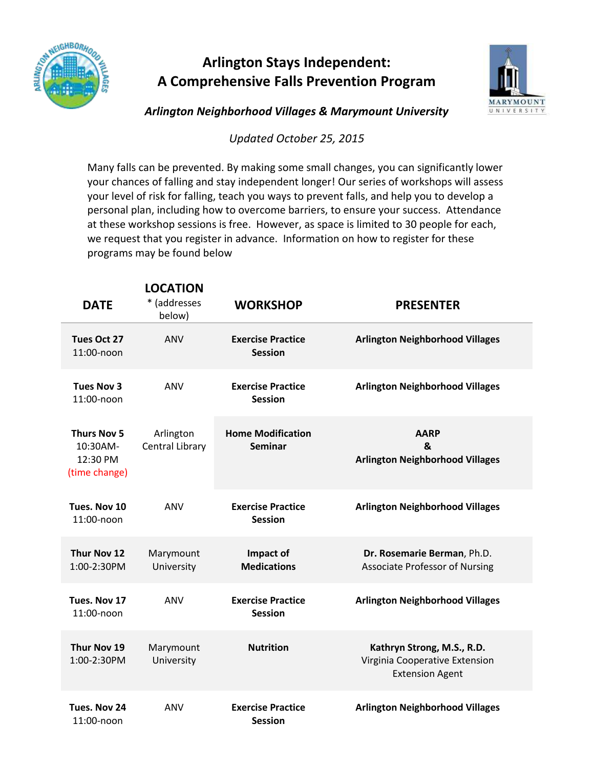# Arlington Stays Independent: A Comprehensive Falls Prevention Program

***Arlington Neighborhood Villages & Marymount University***

*Updated October 25, 2015*

Many falls can be prevented. By making some small changes, you can significantly lower your chances of falling and stay independent longer! Our series of workshops will assess your level of risk for falling, teach you ways to prevent falls, and help you to develop a personal plan, including how to overcome barriers, to ensure your success. Attendance at these workshop sessions is free. However, as space is limited to 30 people for each, we request that you register in advance. Information on how to register for these programs may be found below

| DATE | LOCATION * (addresses below) | WORKSHOP | PRESENTER |
|---|---|---|---|
| **Tues Oct 27** 11:00-noon | ANV | **Exercise Practice Session** | **Arlington Neighborhood Villages** |
| **Tues Nov 3** 11:00-noon | ANV | **Exercise Practice Session** | **Arlington Neighborhood Villages** |
| **Thurs Nov 5** 10:30AM-12:30 PM (time change) | Arlington Central Library | **Home Modification Seminar** | **AARP & Arlington Neighborhood Villages** |
| **Tues. Nov 10** 11:00-noon | ANV | **Exercise Practice Session** | **Arlington Neighborhood Villages** |
| **Thur Nov 12** 1:00-2:30PM | Marymount University | **Impact of Medications** | **Dr. Rosemarie Berman**, Ph.D. Associate Professor of Nursing |
| **Tues. Nov 17** 11:00-noon | ANV | **Exercise Practice Session** | **Arlington Neighborhood Villages** |
| **Thur Nov 19** 1:00-2:30PM | Marymount University | **Nutrition** | **Kathryn Strong, M.S., R.D.** Virginia Cooperative Extension Extension Agent |
| **Tues. Nov 24** 11:00-noon | ANV | **Exercise Practice Session** | **Arlington Neighborhood Villages** |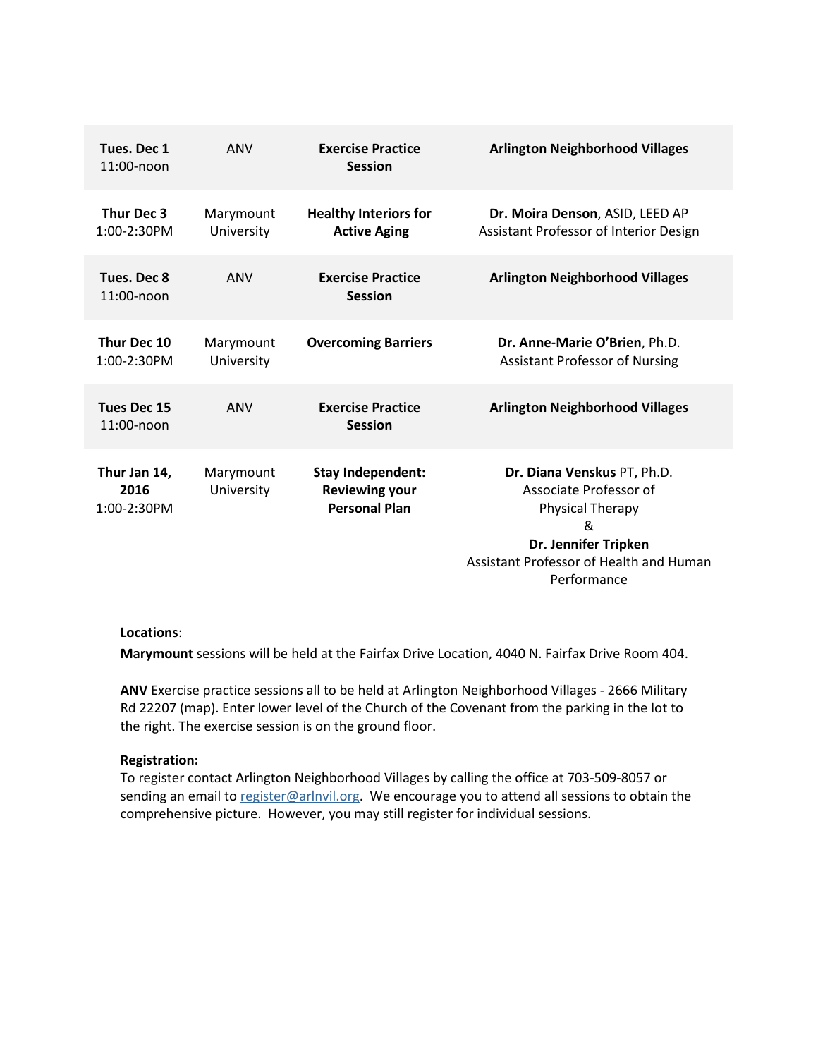| | | | |
|---|---|---|---|
| **Tues. Dec 1** 11:00-noon | ANV | **Exercise Practice Session** | **Arlington Neighborhood Villages** |
| **Thur Dec 3** 1:00-2:30PM | Marymount University | **Healthy Interiors for Active Aging** | **Dr. Moira Denson**, ASID, LEED AP Assistant Professor of Interior Design |
| **Tues. Dec 8** 11:00-noon | ANV | **Exercise Practice Session** | **Arlington Neighborhood Villages** |
| **Thur Dec 10** 1:00-2:30PM | Marymount University | **Overcoming Barriers** | **Dr. Anne-Marie O'Brien**, Ph.D. Assistant Professor of Nursing |
| **Tues Dec 15** 11:00-noon | ANV | **Exercise Practice Session** | **Arlington Neighborhood Villages** |
| **Thur Jan 14, 2016** 1:00-2:30PM | Marymount University | **Stay Independent: Reviewing your Personal Plan** | **Dr. Diana Venskus** PT, Ph.D. Associate Professor of Physical Therapy & **Dr. Jennifer Tripken** Assistant Professor of Health and Human Performance |

**Locations**:

**Marymount** sessions will be held at the Fairfax Drive Location, 4040 N. Fairfax Drive Room 404.

**ANV** Exercise practice sessions all to be held at Arlington Neighborhood Villages - 2666 Military Rd 22207 (map). Enter lower level of the Church of the Covenant from the parking in the lot to the right. The exercise session is on the ground floor.

**Registration:**

To register contact Arlington Neighborhood Villages by calling the office at 703-509-8057 or sending an email to register@arlnvil.org. We encourage you to attend all sessions to obtain the comprehensive picture. However, you may still register for individual sessions.